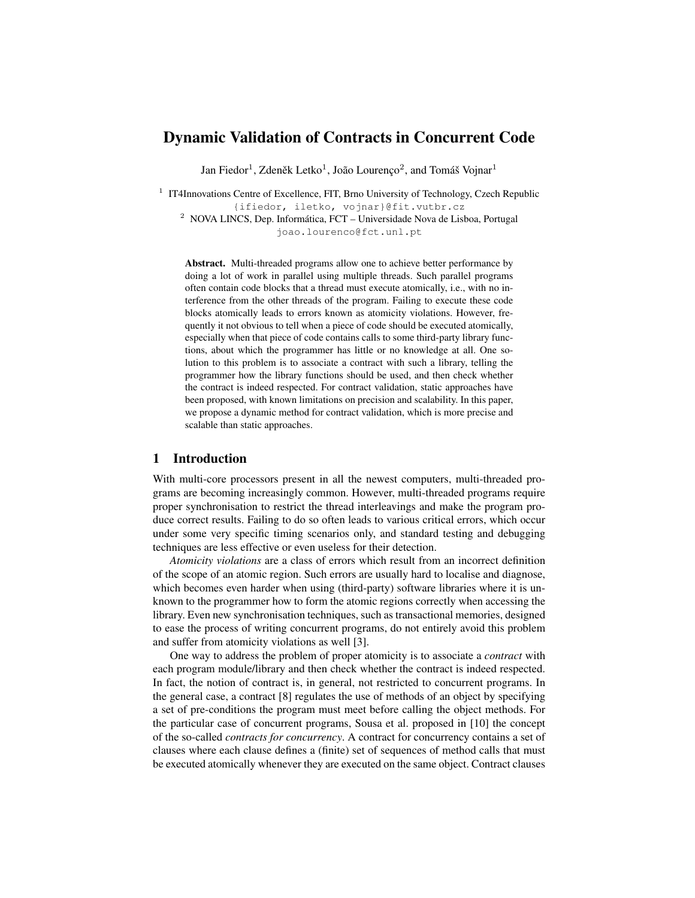# Dynamic Validation of Contracts in Concurrent Code

Jan Fiedor[1], Zdeněk Letko[1], João Lourenço[2], and Tomáš Vojnar[1]

[1] IT4Innovations Centre of Excellence, FIT, Brno University of Technology, Czech Republic
{ifiedor, iletko, vojnar}@fit.vutbr.cz
[2] NOVA LINCS, Dep. Informática, FCT – Universidade Nova de Lisboa, Portugal
joao.lourenco@fct.unl.pt

**Abstract.** Multi-threaded programs allow one to achieve better performance by doing a lot of work in parallel using multiple threads. Such parallel programs often contain code blocks that a thread must execute atomically, i.e., with no interference from the other threads of the program. Failing to execute these code blocks atomically leads to errors known as atomicity violations. However, frequently it not obvious to tell when a piece of code should be executed atomically, especially when that piece of code contains calls to some third-party library functions, about which the programmer has little or no knowledge at all. One solution to this problem is to associate a contract with such a library, telling the programmer how the library functions should be used, and then check whether the contract is indeed respected. For contract validation, static approaches have been proposed, with known limitations on precision and scalability. In this paper, we propose a dynamic method for contract validation, which is more precise and scalable than static approaches.

## 1 Introduction

With multi-core processors present in all the newest computers, multi-threaded programs are becoming increasingly common. However, multi-threaded programs require proper synchronisation to restrict the thread interleavings and make the program produce correct results. Failing to do so often leads to various critical errors, which occur under some very specific timing scenarios only, and standard testing and debugging techniques are less effective or even useless for their detection.

*Atomicity violations* are a class of errors which result from an incorrect definition of the scope of an atomic region. Such errors are usually hard to localise and diagnose, which becomes even harder when using (third-party) software libraries where it is unknown to the programmer how to form the atomic regions correctly when accessing the library. Even new synchronisation techniques, such as transactional memories, designed to ease the process of writing concurrent programs, do not entirely avoid this problem and suffer from atomicity violations as well [3].

One way to address the problem of proper atomicity is to associate a *contract* with each program module/library and then check whether the contract is indeed respected. In fact, the notion of contract is, in general, not restricted to concurrent programs. In the general case, a contract [8] regulates the use of methods of an object by specifying a set of pre-conditions the program must meet before calling the object methods. For the particular case of concurrent programs, Sousa et al. proposed in [10] the concept of the so-called *contracts for concurrency*. A contract for concurrency contains a set of clauses where each clause defines a (finite) set of sequences of method calls that must be executed atomically whenever they are executed on the same object. Contract clauses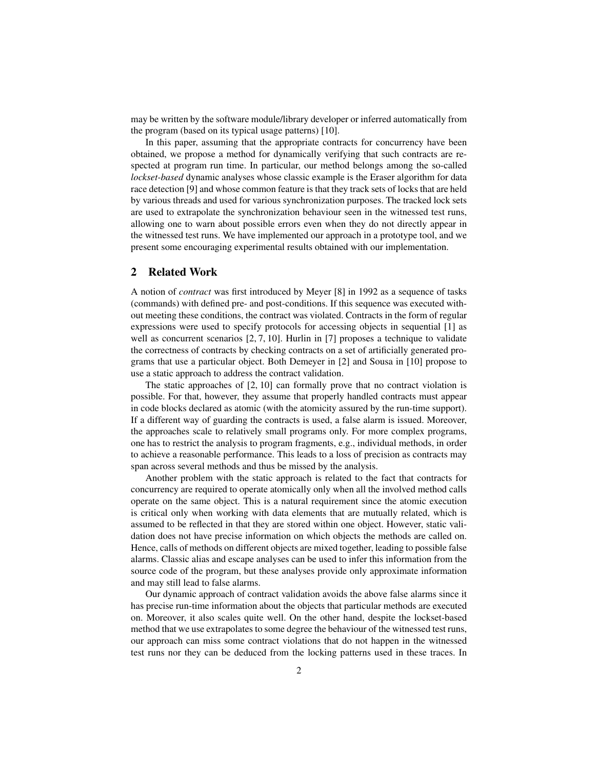may be written by the software module/library developer or inferred automatically from the program (based on its typical usage patterns) [10].

In this paper, assuming that the appropriate contracts for concurrency have been obtained, we propose a method for dynamically verifying that such contracts are respected at program run time. In particular, our method belongs among the so-called *lockset-based* dynamic analyses whose classic example is the Eraser algorithm for data race detection [9] and whose common feature is that they track sets of locks that are held by various threads and used for various synchronization purposes. The tracked lock sets are used to extrapolate the synchronization behaviour seen in the witnessed test runs, allowing one to warn about possible errors even when they do not directly appear in the witnessed test runs. We have implemented our approach in a prototype tool, and we present some encouraging experimental results obtained with our implementation.

## 2 Related Work

A notion of *contract* was first introduced by Meyer [8] in 1992 as a sequence of tasks (commands) with defined pre- and post-conditions. If this sequence was executed without meeting these conditions, the contract was violated. Contracts in the form of regular expressions were used to specify protocols for accessing objects in sequential [1] as well as concurrent scenarios [2, 7, 10]. Hurlin in [7] proposes a technique to validate the correctness of contracts by checking contracts on a set of artificially generated programs that use a particular object. Both Demeyer in [2] and Sousa in [10] propose to use a static approach to address the contract validation.

The static approaches of [2, 10] can formally prove that no contract violation is possible. For that, however, they assume that properly handled contracts must appear in code blocks declared as atomic (with the atomicity assured by the run-time support). If a different way of guarding the contracts is used, a false alarm is issued. Moreover, the approaches scale to relatively small programs only. For more complex programs, one has to restrict the analysis to program fragments, e.g., individual methods, in order to achieve a reasonable performance. This leads to a loss of precision as contracts may span across several methods and thus be missed by the analysis.

Another problem with the static approach is related to the fact that contracts for concurrency are required to operate atomically only when all the involved method calls operate on the same object. This is a natural requirement since the atomic execution is critical only when working with data elements that are mutually related, which is assumed to be reflected in that they are stored within one object. However, static validation does not have precise information on which objects the methods are called on. Hence, calls of methods on different objects are mixed together, leading to possible false alarms. Classic alias and escape analyses can be used to infer this information from the source code of the program, but these analyses provide only approximate information and may still lead to false alarms.

Our dynamic approach of contract validation avoids the above false alarms since it has precise run-time information about the objects that particular methods are executed on. Moreover, it also scales quite well. On the other hand, despite the lockset-based method that we use extrapolates to some degree the behaviour of the witnessed test runs, our approach can miss some contract violations that do not happen in the witnessed test runs nor they can be deduced from the locking patterns used in these traces. In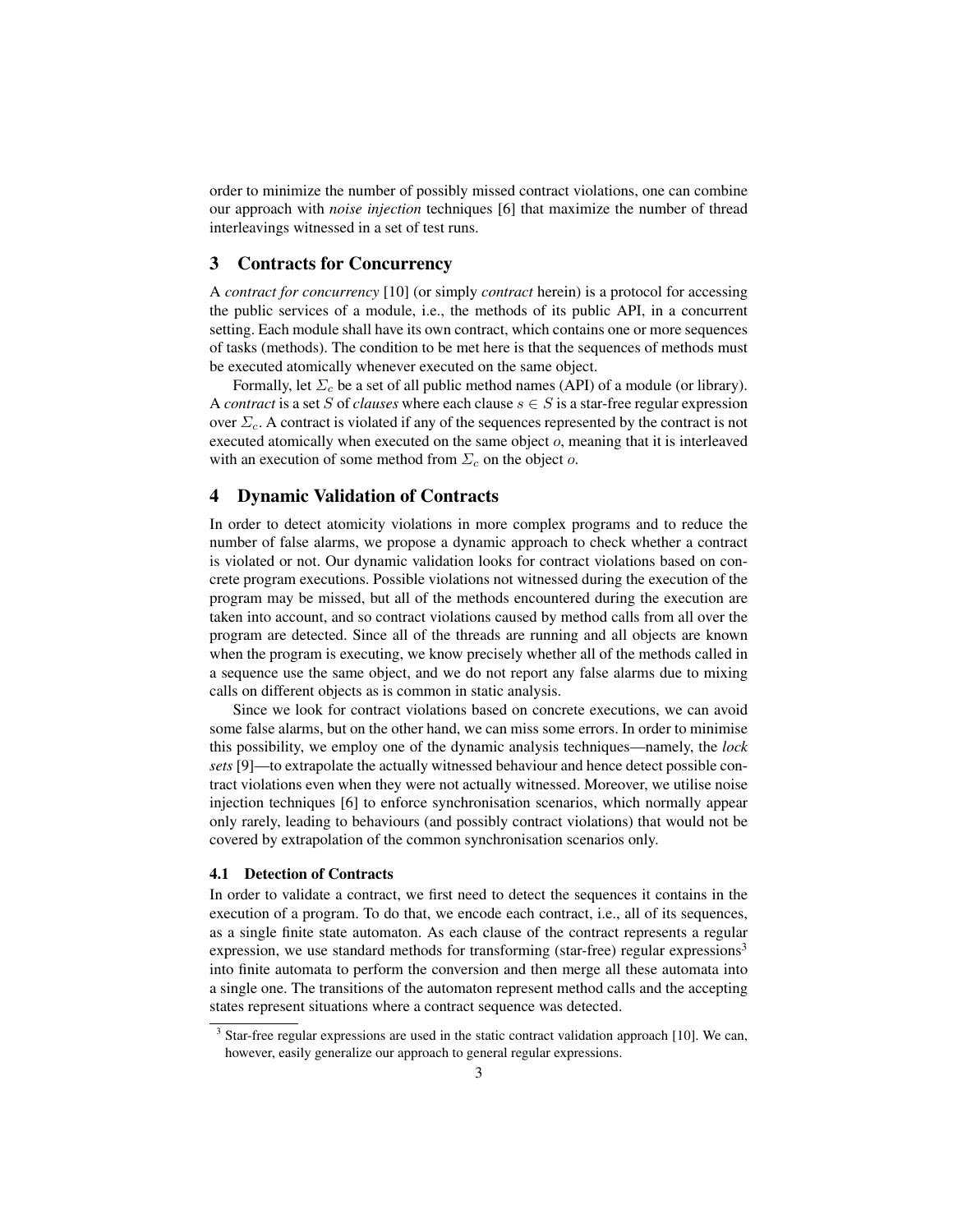order to minimize the number of possibly missed contract violations, one can combine our approach with *noise injection* techniques [6] that maximize the number of thread interleavings witnessed in a set of test runs.

## 3 Contracts for Concurrency

A *contract for concurrency* [10] (or simply *contract* herein) is a protocol for accessing the public services of a module, i.e., the methods of its public API, in a concurrent setting. Each module shall have its own contract, which contains one or more sequences of tasks (methods). The condition to be met here is that the sequences of methods must be executed atomically whenever executed on the same object.

Formally, let $\Sigma_c$ be a set of all public method names (API) of a module (or library). A *contract* is a set $S$ of *clauses* where each clause $s \in S$ is a star-free regular expression over $\Sigma_c$. A contract is violated if any of the sequences represented by the contract is not executed atomically when executed on the same object $o$, meaning that it is interleaved with an execution of some method from $\Sigma_c$ on the object $o$.

## 4 Dynamic Validation of Contracts

In order to detect atomicity violations in more complex programs and to reduce the number of false alarms, we propose a dynamic approach to check whether a contract is violated or not. Our dynamic validation looks for contract violations based on concrete program executions. Possible violations not witnessed during the execution of the program may be missed, but all of the methods encountered during the execution are taken into account, and so contract violations caused by method calls from all over the program are detected. Since all of the threads are running and all objects are known when the program is executing, we know precisely whether all of the methods called in a sequence use the same object, and we do not report any false alarms due to mixing calls on different objects as is common in static analysis.

Since we look for contract violations based on concrete executions, we can avoid some false alarms, but on the other hand, we can miss some errors. In order to minimise this possibility, we employ one of the dynamic analysis techniques—namely, the *lock sets* [9]—to extrapolate the actually witnessed behaviour and hence detect possible contract violations even when they were not actually witnessed. Moreover, we utilise noise injection techniques [6] to enforce synchronisation scenarios, which normally appear only rarely, leading to behaviours (and possibly contract violations) that would not be covered by extrapolation of the common synchronisation scenarios only.

### 4.1 Detection of Contracts

In order to validate a contract, we first need to detect the sequences it contains in the execution of a program. To do that, we encode each contract, i.e., all of its sequences, as a single finite state automaton. As each clause of the contract represents a regular expression, we use standard methods for transforming (star-free) regular expressions[3] into finite automata to perform the conversion and then merge all these automata into a single one. The transitions of the automaton represent method calls and the accepting states represent situations where a contract sequence was detected.

[3] Star-free regular expressions are used in the static contract validation approach [10]. We can, however, easily generalize our approach to general regular expressions.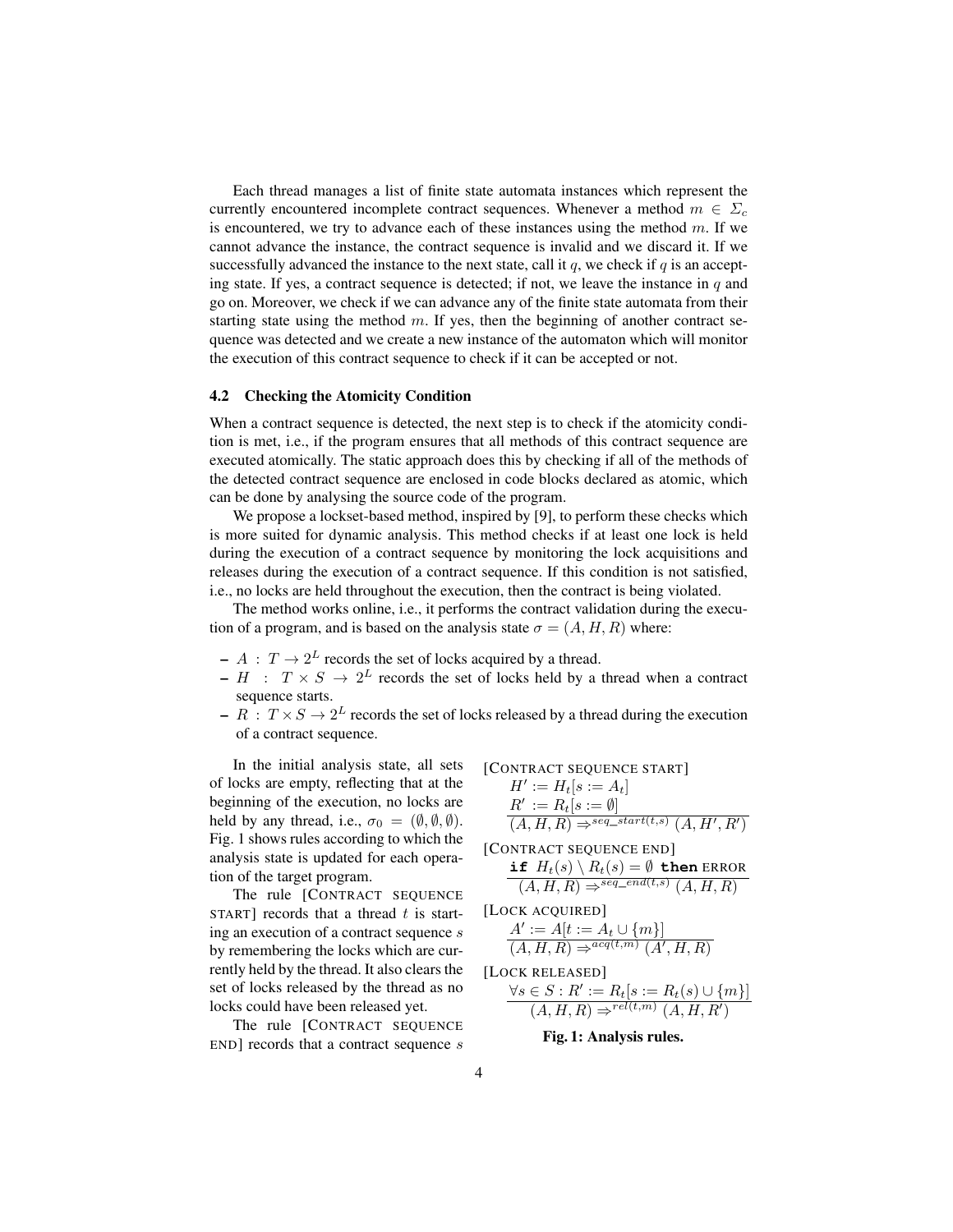Each thread manages a list of finite state automata instances which represent the currently encountered incomplete contract sequences. Whenever a method $m \in \Sigma_c$ is encountered, we try to advance each of these instances using the method $m$. If we cannot advance the instance, the contract sequence is invalid and we discard it. If we successfully advanced the instance to the next state, call it $q$, we check if $q$ is an accepting state. If yes, a contract sequence is detected; if not, we leave the instance in $q$ and go on. Moreover, we check if we can advance any of the finite state automata from their starting state using the method $m$. If yes, then the beginning of another contract sequence was detected and we create a new instance of the automaton which will monitor the execution of this contract sequence to check if it can be accepted or not.

### 4.2 Checking the Atomicity Condition

When a contract sequence is detected, the next step is to check if the atomicity condition is met, i.e., if the program ensures that all methods of this contract sequence are executed atomically. The static approach does this by checking if all of the methods of the detected contract sequence are enclosed in code blocks declared as atomic, which can be done by analysing the source code of the program.

We propose a lockset-based method, inspired by [9], to perform these checks which is more suited for dynamic analysis. This method checks if at least one lock is held during the execution of a contract sequence by monitoring the lock acquisitions and releases during the execution of a contract sequence. If this condition is not satisfied, i.e., no locks are held throughout the execution, then the contract is being violated.

The method works online, i.e., it performs the contract validation during the execution of a program, and is based on the analysis state $\sigma = (A, H, R)$ where:

- $A : T \to 2^L$ records the set of locks acquired by a thread.
- $H : T \times S \to 2^L$ records the set of locks held by a thread when a contract sequence starts.
- $R : T \times S \to 2^L$ records the set of locks released by a thread during the execution of a contract sequence.

In the initial analysis state, all sets of locks are empty, reflecting that at the beginning of the execution, no locks are held by any thread, i.e., $\sigma_0 = (\emptyset, \emptyset, \emptyset)$. Fig. 1 shows rules according to which the analysis state is updated for each operation of the target program.

[CONTRACT SEQUENCE START]

$$\frac{H' := H_t[s := A_t] \quad R' := R_t[s := \emptyset]}{(A, H, R) \Rightarrow^{seq\_start(t,s)} (A, H', R')}$$

[CONTRACT SEQUENCE END]

$$\frac{\textbf{if } H_t(s) \setminus R_t(s) = \emptyset \textbf{ then } \text{ERROR}}{(A, H, R) \Rightarrow^{seq\_end(t,s)} (A, H, R)}$$

[LOCK ACQUIRED]

$$\frac{A' := A[t := A_t \cup \{m\}]}{(A, H, R) \Rightarrow^{acq(t,m)} (A', H, R)}$$

[LOCK RELEASED]

$$\frac{\forall s \in S : R' := R_t[s := R_t(s) \cup \{m\}]}{(A, H, R) \Rightarrow^{rel(t,m)} (A, H, R')}$$

**Fig. 1: Analysis rules.**

The rule [CONTRACT SEQUENCE START] records that a thread $t$ is starting an execution of a contract sequence $s$ by remembering the locks which are currently held by the thread. It also clears the set of locks released by the thread as no locks could have been released yet.

The rule [CONTRACT SEQUENCE END] records that a contract sequence $s$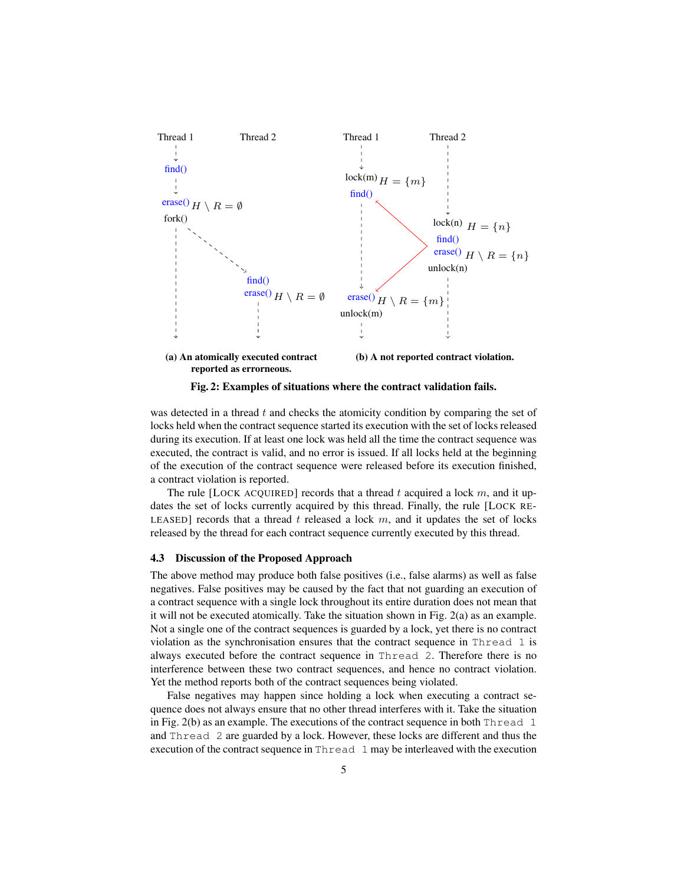**(a) An atomically executed contract reported as errorneous.**

**(b) A not reported contract violation.**

**Fig. 2: Examples of situations where the contract validation fails.**

was detected in a thread $t$ and checks the atomicity condition by comparing the set of locks held when the contract sequence started its execution with the set of locks released during its execution. If at least one lock was held all the time the contract sequence was executed, the contract is valid, and no error is issued. If all locks held at the beginning of the execution of the contract sequence were released before its execution finished, a contract violation is reported.

The rule [LOCK ACQUIRED] records that a thread $t$ acquired a lock $m$, and it updates the set of locks currently acquired by this thread. Finally, the rule [LOCK RELEASED] records that a thread $t$ released a lock $m$, and it updates the set of locks released by the thread for each contract sequence currently executed by this thread.

### 4.3 Discussion of the Proposed Approach

The above method may produce both false positives (i.e., false alarms) as well as false negatives. False positives may be caused by the fact that not guarding an execution of a contract sequence with a single lock throughout its entire duration does not mean that it will not be executed atomically. Take the situation shown in Fig. 2(a) as an example. Not a single one of the contract sequences is guarded by a lock, yet there is no contract violation as the synchronisation ensures that the contract sequence in `Thread 1` is always executed before the contract sequence in `Thread 2`. Therefore there is no interference between these two contract sequences, and hence no contract violation. Yet the method reports both of the contract sequences being violated.

False negatives may happen since holding a lock when executing a contract sequence does not always ensure that no other thread interferes with it. Take the situation in Fig. 2(b) as an example. The executions of the contract sequence in both `Thread 1` and `Thread 2` are guarded by a lock. However, these locks are different and thus the execution of the contract sequence in `Thread 1` may be interleaved with the execution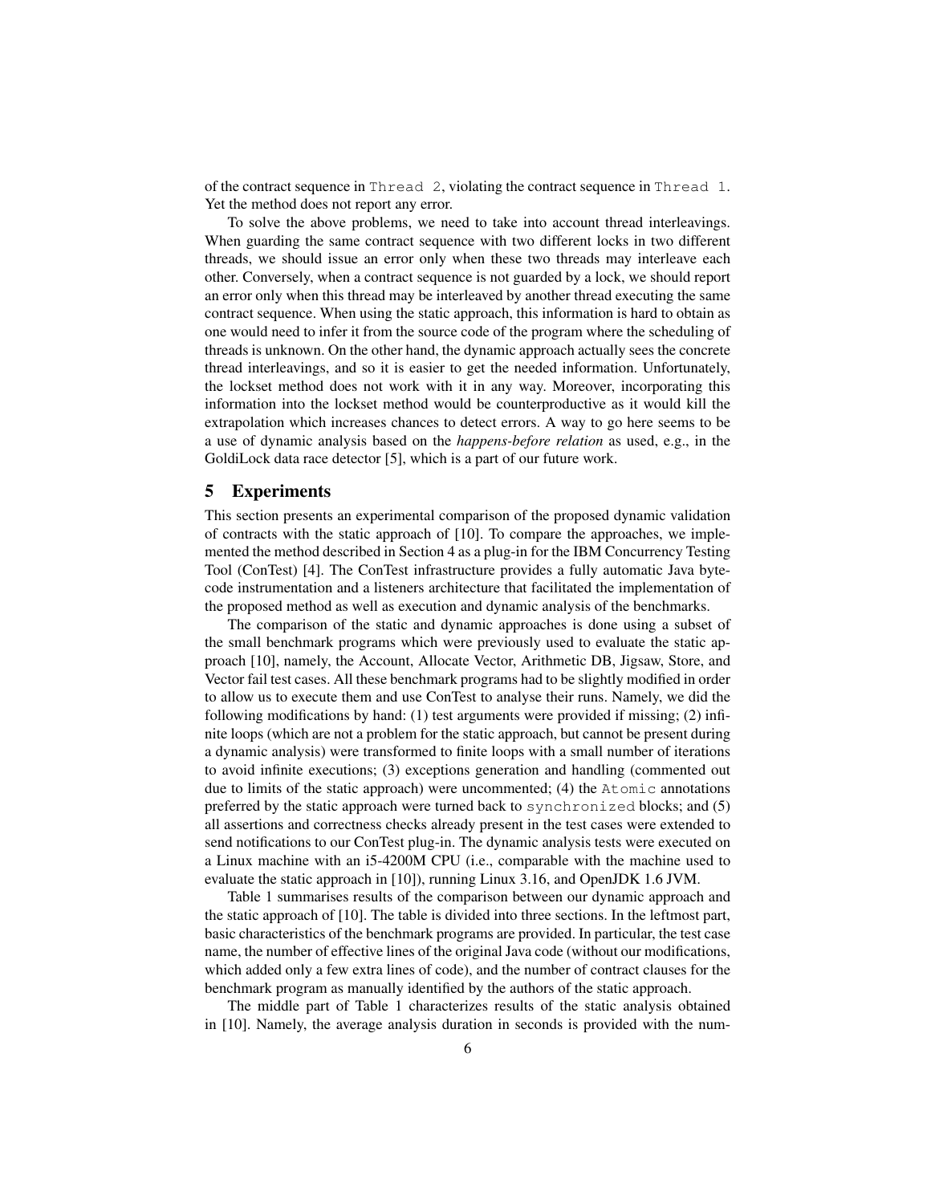of the contract sequence in `Thread 2`, violating the contract sequence in `Thread 1`. Yet the method does not report any error.

To solve the above problems, we need to take into account thread interleavings. When guarding the same contract sequence with two different locks in two different threads, we should issue an error only when these two threads may interleave each other. Conversely, when a contract sequence is not guarded by a lock, we should report an error only when this thread may be interleaved by another thread executing the same contract sequence. When using the static approach, this information is hard to obtain as one would need to infer it from the source code of the program where the scheduling of threads is unknown. On the other hand, the dynamic approach actually sees the concrete thread interleavings, and so it is easier to get the needed information. Unfortunately, the lockset method does not work with it in any way. Moreover, incorporating this information into the lockset method would be counterproductive as it would kill the extrapolation which increases chances to detect errors. A way to go here seems to be a use of dynamic analysis based on the *happens-before relation* as used, e.g., in the GoldiLock data race detector [5], which is a part of our future work.

## 5 Experiments

This section presents an experimental comparison of the proposed dynamic validation of contracts with the static approach of [10]. To compare the approaches, we implemented the method described in Section 4 as a plug-in for the IBM Concurrency Testing Tool (ConTest) [4]. The ConTest infrastructure provides a fully automatic Java bytecode instrumentation and a listeners architecture that facilitated the implementation of the proposed method as well as execution and dynamic analysis of the benchmarks.

The comparison of the static and dynamic approaches is done using a subset of the small benchmark programs which were previously used to evaluate the static approach [10], namely, the Account, Allocate Vector, Arithmetic DB, Jigsaw, Store, and Vector fail test cases. All these benchmark programs had to be slightly modified in order to allow us to execute them and use ConTest to analyse their runs. Namely, we did the following modifications by hand: (1) test arguments were provided if missing; (2) infinite loops (which are not a problem for the static approach, but cannot be present during a dynamic analysis) were transformed to finite loops with a small number of iterations to avoid infinite executions; (3) exceptions generation and handling (commented out due to limits of the static approach) were uncommented; (4) the `Atomic` annotations preferred by the static approach were turned back to `synchronized` blocks; and (5) all assertions and correctness checks already present in the test cases were extended to send notifications to our ConTest plug-in. The dynamic analysis tests were executed on a Linux machine with an i5-4200M CPU (i.e., comparable with the machine used to evaluate the static approach in [10]), running Linux 3.16, and OpenJDK 1.6 JVM.

Table 1 summarises results of the comparison between our dynamic approach and the static approach of [10]. The table is divided into three sections. In the leftmost part, basic characteristics of the benchmark programs are provided. In particular, the test case name, the number of effective lines of the original Java code (without our modifications, which added only a few extra lines of code), and the number of contract clauses for the benchmark program as manually identified by the authors of the static approach.

The middle part of Table 1 characterizes results of the static analysis obtained in [10]. Namely, the average analysis duration in seconds is provided with the num-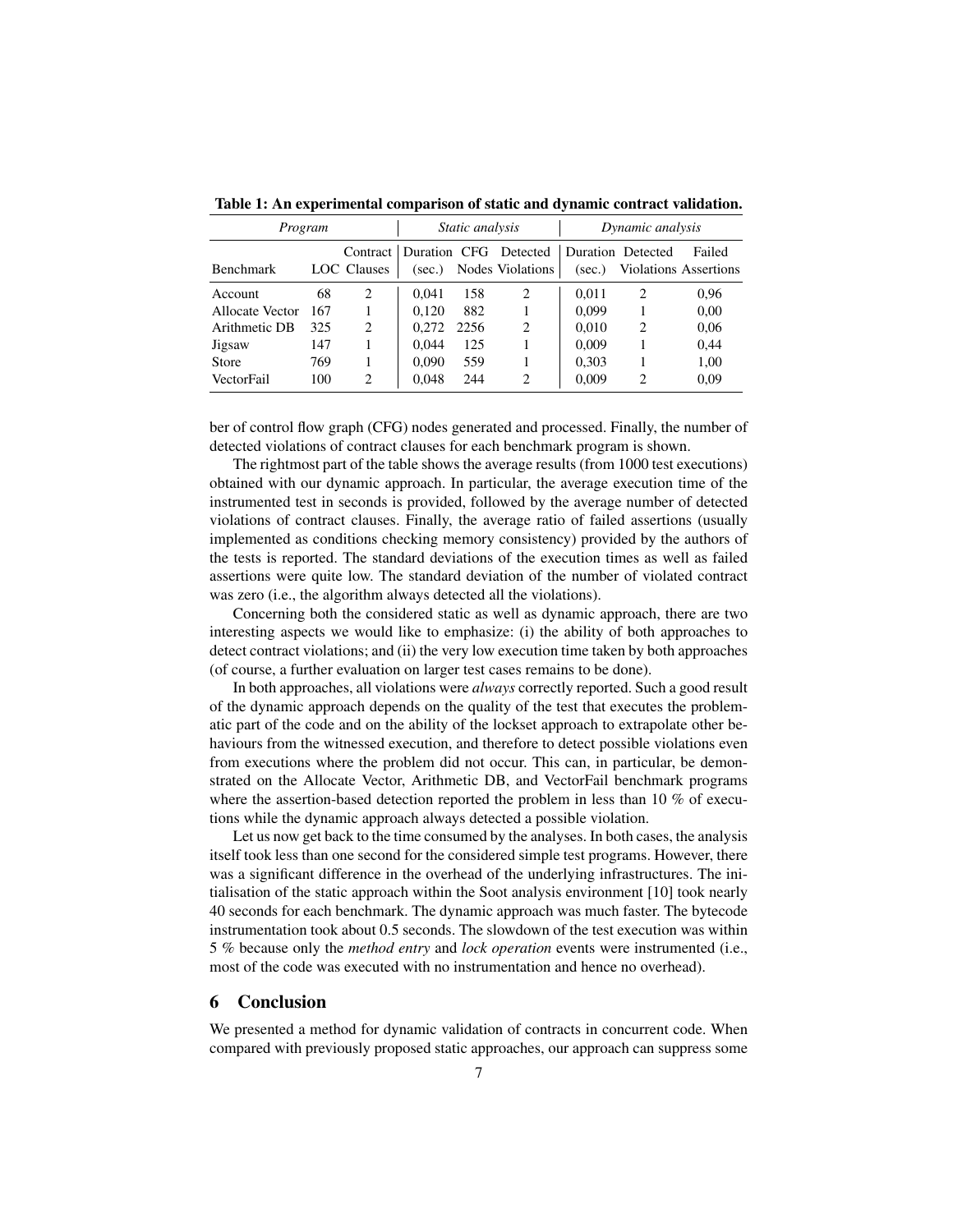**Table 1: An experimental comparison of static and dynamic contract validation.**

| *Program* | | | *Static analysis* | | | *Dynamic analysis* | | |
|---|---|---|---|---|---|---|---|---|
| Benchmark | LOC | Contract Clauses | Duration (sec.) | CFG Nodes | Detected Violations | Duration (sec.) | Detected Violations | Failed Assertions |
| Account | 68 | 2 | 0,041 | 158 | 2 | 0,011 | 2 | 0,96 |
| Allocate Vector | 167 | 1 | 0,120 | 882 | 1 | 0,099 | 1 | 0,00 |
| Arithmetic DB | 325 | 2 | 0,272 | 2256 | 2 | 0,010 | 2 | 0,06 |
| Jigsaw | 147 | 1 | 0,044 | 125 | 1 | 0,009 | 1 | 0,44 |
| Store | 769 | 1 | 0,090 | 559 | 1 | 0,303 | 1 | 1,00 |
| VectorFail | 100 | 2 | 0,048 | 244 | 2 | 0,009 | 2 | 0,09 |

ber of control flow graph (CFG) nodes generated and processed. Finally, the number of detected violations of contract clauses for each benchmark program is shown.

The rightmost part of the table shows the average results (from 1000 test executions) obtained with our dynamic approach. In particular, the average execution time of the instrumented test in seconds is provided, followed by the average number of detected violations of contract clauses. Finally, the average ratio of failed assertions (usually implemented as conditions checking memory consistency) provided by the authors of the tests is reported. The standard deviations of the execution times as well as failed assertions were quite low. The standard deviation of the number of violated contract was zero (i.e., the algorithm always detected all the violations).

Concerning both the considered static as well as dynamic approach, there are two interesting aspects we would like to emphasize: (i) the ability of both approaches to detect contract violations; and (ii) the very low execution time taken by both approaches (of course, a further evaluation on larger test cases remains to be done).

In both approaches, all violations were *always* correctly reported. Such a good result of the dynamic approach depends on the quality of the test that executes the problematic part of the code and on the ability of the lockset approach to extrapolate other behaviours from the witnessed execution, and therefore to detect possible violations even from executions where the problem did not occur. This can, in particular, be demonstrated on the Allocate Vector, Arithmetic DB, and VectorFail benchmark programs where the assertion-based detection reported the problem in less than 10 % of executions while the dynamic approach always detected a possible violation.

Let us now get back to the time consumed by the analyses. In both cases, the analysis itself took less than one second for the considered simple test programs. However, there was a significant difference in the overhead of the underlying infrastructures. The initialisation of the static approach within the Soot analysis environment [10] took nearly 40 seconds for each benchmark. The dynamic approach was much faster. The bytecode instrumentation took about 0.5 seconds. The slowdown of the test execution was within 5 % because only the *method entry* and *lock operation* events were instrumented (i.e., most of the code was executed with no instrumentation and hence no overhead).

## 6 Conclusion

We presented a method for dynamic validation of contracts in concurrent code. When compared with previously proposed static approaches, our approach can suppress some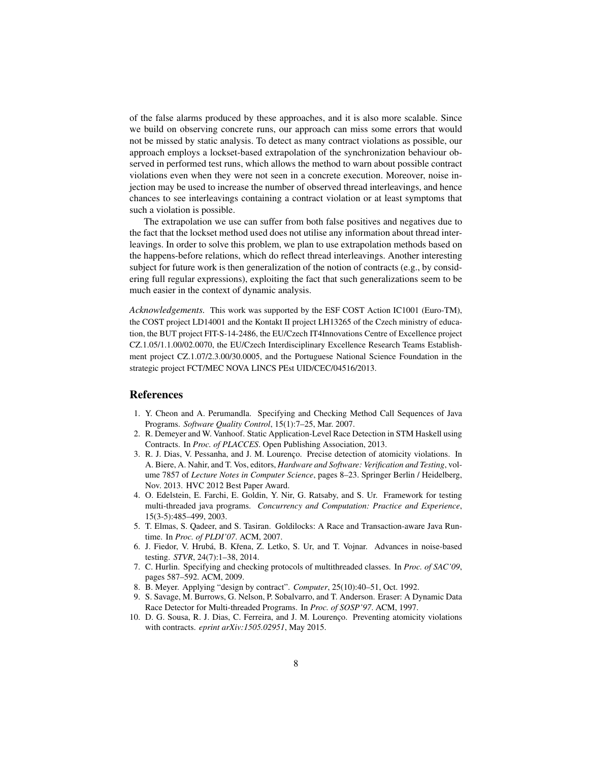of the false alarms produced by these approaches, and it is also more scalable. Since we build on observing concrete runs, our approach can miss some errors that would not be missed by static analysis. To detect as many contract violations as possible, our approach employs a lockset-based extrapolation of the synchronization behaviour observed in performed test runs, which allows the method to warn about possible contract violations even when they were not seen in a concrete execution. Moreover, noise injection may be used to increase the number of observed thread interleavings, and hence chances to see interleavings containing a contract violation or at least symptoms that such a violation is possible.

The extrapolation we use can suffer from both false positives and negatives due to the fact that the lockset method used does not utilise any information about thread interleavings. In order to solve this problem, we plan to use extrapolation methods based on the happens-before relations, which do reflect thread interleavings. Another interesting subject for future work is then generalization of the notion of contracts (e.g., by considering full regular expressions), exploiting the fact that such generalizations seem to be much easier in the context of dynamic analysis.

*Acknowledgements.* This work was supported by the ESF COST Action IC1001 (Euro-TM), the COST project LD14001 and the Kontakt II project LH13265 of the Czech ministry of education, the BUT project FIT-S-14-2486, the EU/Czech IT4Innovations Centre of Excellence project CZ.1.05/1.1.00/02.0070, the EU/Czech Interdisciplinary Excellence Research Teams Establishment project CZ.1.07/2.3.00/30.0005, and the Portuguese National Science Foundation in the strategic project FCT/MEC NOVA LINCS PEst UID/CEC/04516/2013.

## References

1. Y. Cheon and A. Perumandla. Specifying and Checking Method Call Sequences of Java Programs. *Software Quality Control*, 15(1):7–25, Mar. 2007.
2. R. Demeyer and W. Vanhoof. Static Application-Level Race Detection in STM Haskell using Contracts. In *Proc. of PLACCES*. Open Publishing Association, 2013.
3. R. J. Dias, V. Pessanha, and J. M. Lourenço. Precise detection of atomicity violations. In A. Biere, A. Nahir, and T. Vos, editors, *Hardware and Software: Verification and Testing*, volume 7857 of *Lecture Notes in Computer Science*, pages 8–23. Springer Berlin / Heidelberg, Nov. 2013. HVC 2012 Best Paper Award.
4. O. Edelstein, E. Farchi, E. Goldin, Y. Nir, G. Ratsaby, and S. Ur. Framework for testing multi-threaded java programs. *Concurrency and Computation: Practice and Experience*, 15(3-5):485–499, 2003.
5. T. Elmas, S. Qadeer, and S. Tasiran. Goldilocks: A Race and Transaction-aware Java Runtime. In *Proc. of PLDI'07*. ACM, 2007.
6. J. Fiedor, V. Hrubá, B. Křena, Z. Letko, S. Ur, and T. Vojnar. Advances in noise-based testing. *STVR*, 24(7):1–38, 2014.
7. C. Hurlin. Specifying and checking protocols of multithreaded classes. In *Proc. of SAC'09*, pages 587–592. ACM, 2009.
8. B. Meyer. Applying "design by contract". *Computer*, 25(10):40–51, Oct. 1992.
9. S. Savage, M. Burrows, G. Nelson, P. Sobalvarro, and T. Anderson. Eraser: A Dynamic Data Race Detector for Multi-threaded Programs. In *Proc. of SOSP'97*. ACM, 1997.
10. D. G. Sousa, R. J. Dias, C. Ferreira, and J. M. Lourenço. Preventing atomicity violations with contracts. *eprint arXiv:1505.02951*, May 2015.